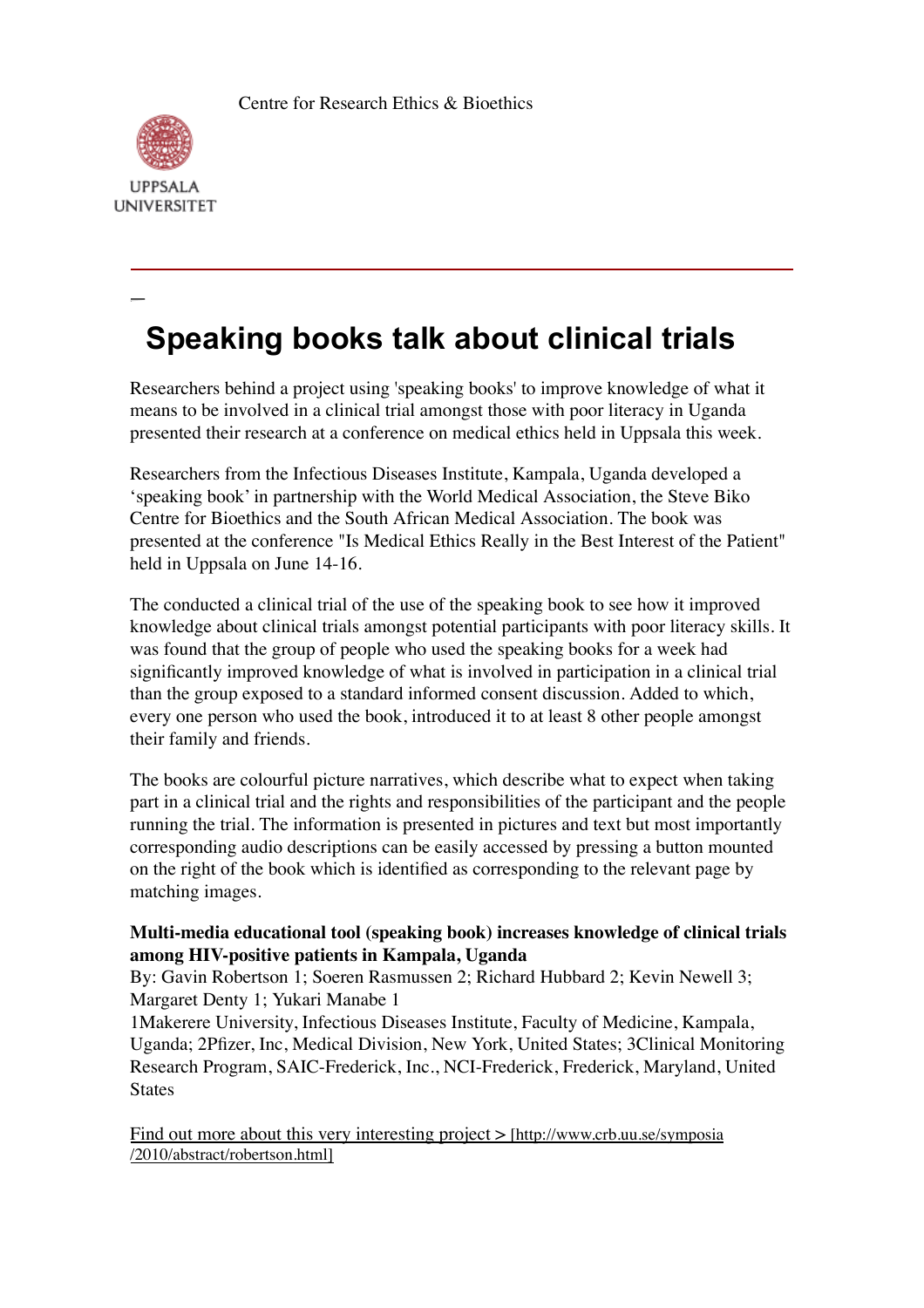Centre for Research Ethics & Bioethics

UPPSALA UNIVERSITET

# Speaking books talk about clinical trials

Researchers behind a project using 'speaking books' to improve knowledge of what it means to be involved in a clinical trial amongst those with poor literacy in Uganda presented their research at a conference on medical ethics held in Uppsala this week.

Researchers from the Infectious Diseases Institute, Kampala, Uganda developed a 'speaking book' in partnership with the World Medical Association, the Steve Biko Centre for Bioethics and the South African Medical Association. The book was presented at the conference "Is Medical Ethics Really in the Best Interest of the Patient" held in Uppsala on June 14-16.

The conducted a clinical trial of the use of the speaking book to see how it improved knowledge about clinical trials amongst potential participants with poor literacy skills. It was found that the group of people who used the speaking books for a week had significantly improved knowledge of what is involved in participation in a clinical trial than the group exposed to a standard informed consent discussion. Added to which, every one person who used the book, introduced it to at least 8 other people amongst their family and friends.

The books are colourful picture narratives, which describe what to expect when taking part in a clinical trial and the rights and responsibilities of the participant and the people running the trial. The information is presented in pictures and text but most importantly corresponding audio descriptions can be easily accessed by pressing a button mounted on the right of the book which is identified as corresponding to the relevant page by matching images.

**Multi-media educational tool (speaking book) increases knowledge of clinical trials among HIV-positive patients in Kampala, Uganda**
By: Gavin Robertson 1; Soeren Rasmussen 2; Richard Hubbard 2; Kevin Newell 3; Margaret Denty 1; Yukari Manabe 1
1Makerere University, Infectious Diseases Institute, Faculty of Medicine, Kampala, Uganda; 2Pfizer, Inc, Medical Division, New York, United States; 3Clinical Monitoring Research Program, SAIC-Frederick, Inc., NCI-Frederick, Frederick, Maryland, United States

Find out more about this very interesting project > [http://www.crb.uu.se/symposia/2010/abstract/robertson.html]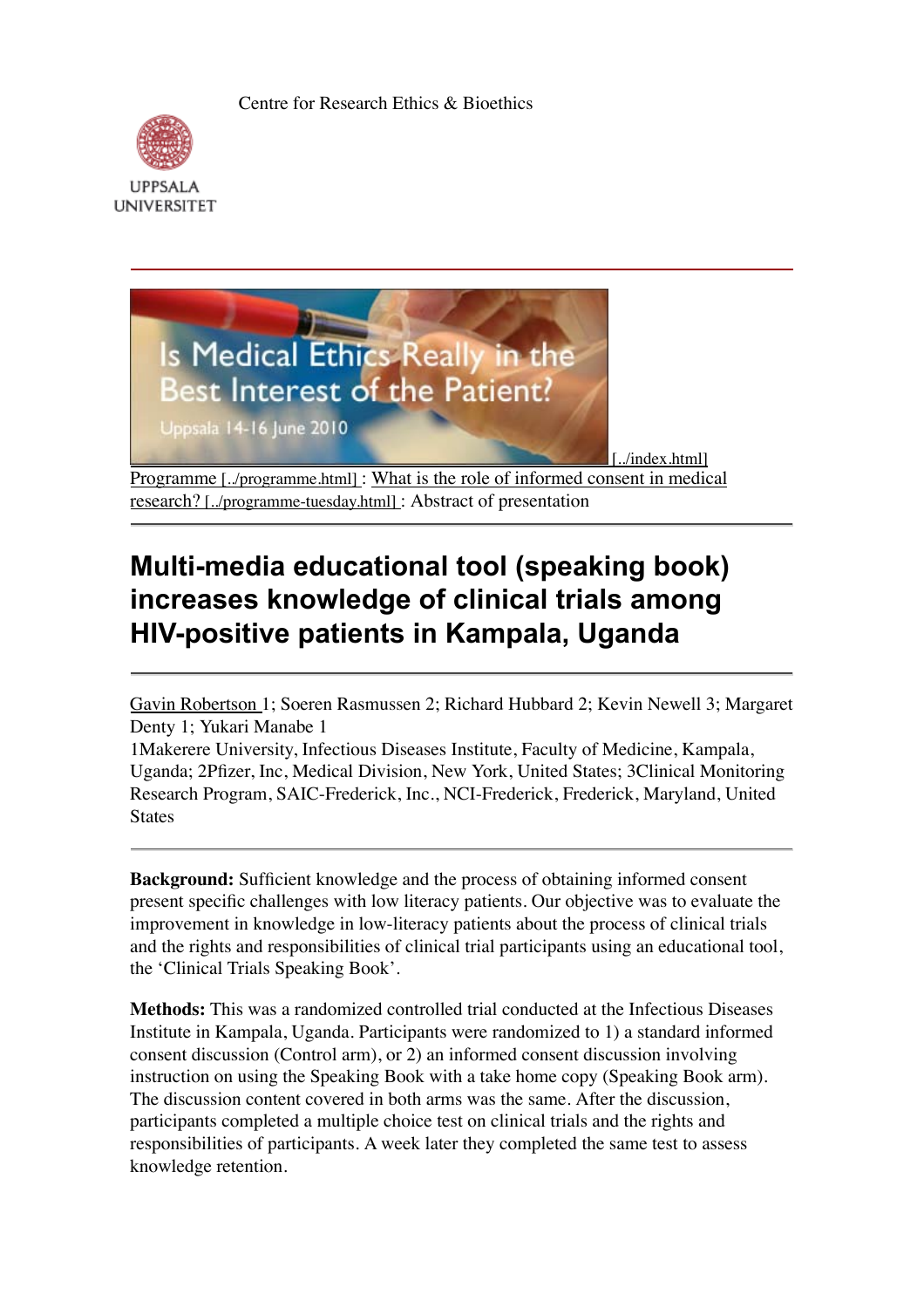Centre for Research Ethics & Bioethics

UPPSALA UNIVERSITET

[../index.html]

Programme [../programme.html] : What is the role of informed consent in medical research? [../programme-tuesday.html] : Abstract of presentation

---

# Multi-media educational tool (speaking book) increases knowledge of clinical trials among HIV-positive patients in Kampala, Uganda

---

Gavin Robertson [1]; Soeren Rasmussen [2]; Richard Hubbard [2]; Kevin Newell [3]; Margaret Denty [1]; Yukari Manabe [1]

[1]Makerere University, Infectious Diseases Institute, Faculty of Medicine, Kampala, Uganda; [2]Pfizer, Inc, Medical Division, New York, United States; [3]Clinical Monitoring Research Program, SAIC-Frederick, Inc., NCI-Frederick, Frederick, Maryland, United States

---

**Background:** Sufficient knowledge and the process of obtaining informed consent present specific challenges with low literacy patients. Our objective was to evaluate the improvement in knowledge in low-literacy patients about the process of clinical trials and the rights and responsibilities of clinical trial participants using an educational tool, the 'Clinical Trials Speaking Book'.

**Methods:** This was a randomized controlled trial conducted at the Infectious Diseases Institute in Kampala, Uganda. Participants were randomized to 1) a standard informed consent discussion (Control arm), or 2) an informed consent discussion involving instruction on using the Speaking Book with a take home copy (Speaking Book arm). The discussion content covered in both arms was the same. After the discussion, participants completed a multiple choice test on clinical trials and the rights and responsibilities of participants. A week later they completed the same test to assess knowledge retention.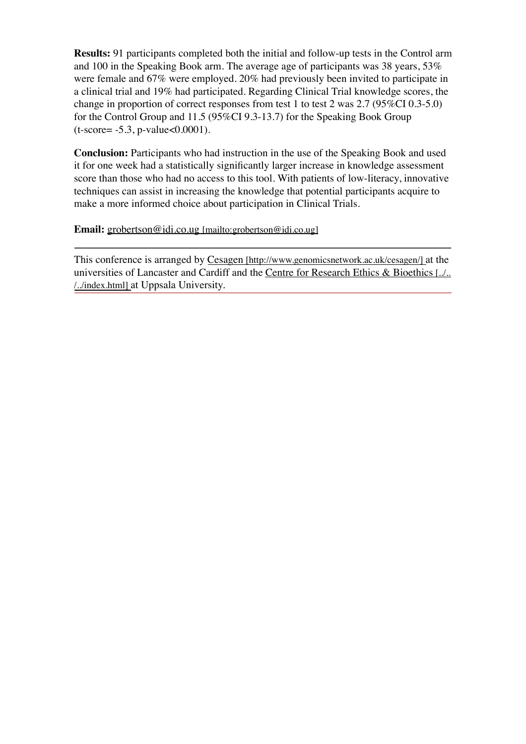**Results:** 91 participants completed both the initial and follow-up tests in the Control arm and 100 in the Speaking Book arm. The average age of participants was 38 years, 53% were female and 67% were employed. 20% had previously been invited to participate in a clinical trial and 19% had participated. Regarding Clinical Trial knowledge scores, the change in proportion of correct responses from test 1 to test 2 was 2.7 (95%CI 0.3-5.0) for the Control Group and 11.5 (95%CI 9.3-13.7) for the Speaking Book Group (t-score= -5.3, p-value<0.0001).

**Conclusion:** Participants who had instruction in the use of the Speaking Book and used it for one week had a statistically significantly larger increase in knowledge assessment score than those who had no access to this tool. With patients of low-literacy, innovative techniques can assist in increasing the knowledge that potential participants acquire to make a more informed choice about participation in Clinical Trials.

**Email:** grobertson@idi.co.ug [mailto:grobertson@idi.co.ug]

---

This conference is arranged by Cesagen [http://www.genomicsnetwork.ac.uk/cesagen/] at the universities of Lancaster and Cardiff and the Centre for Research Ethics & Bioethics [../../../index.html] at Uppsala University.